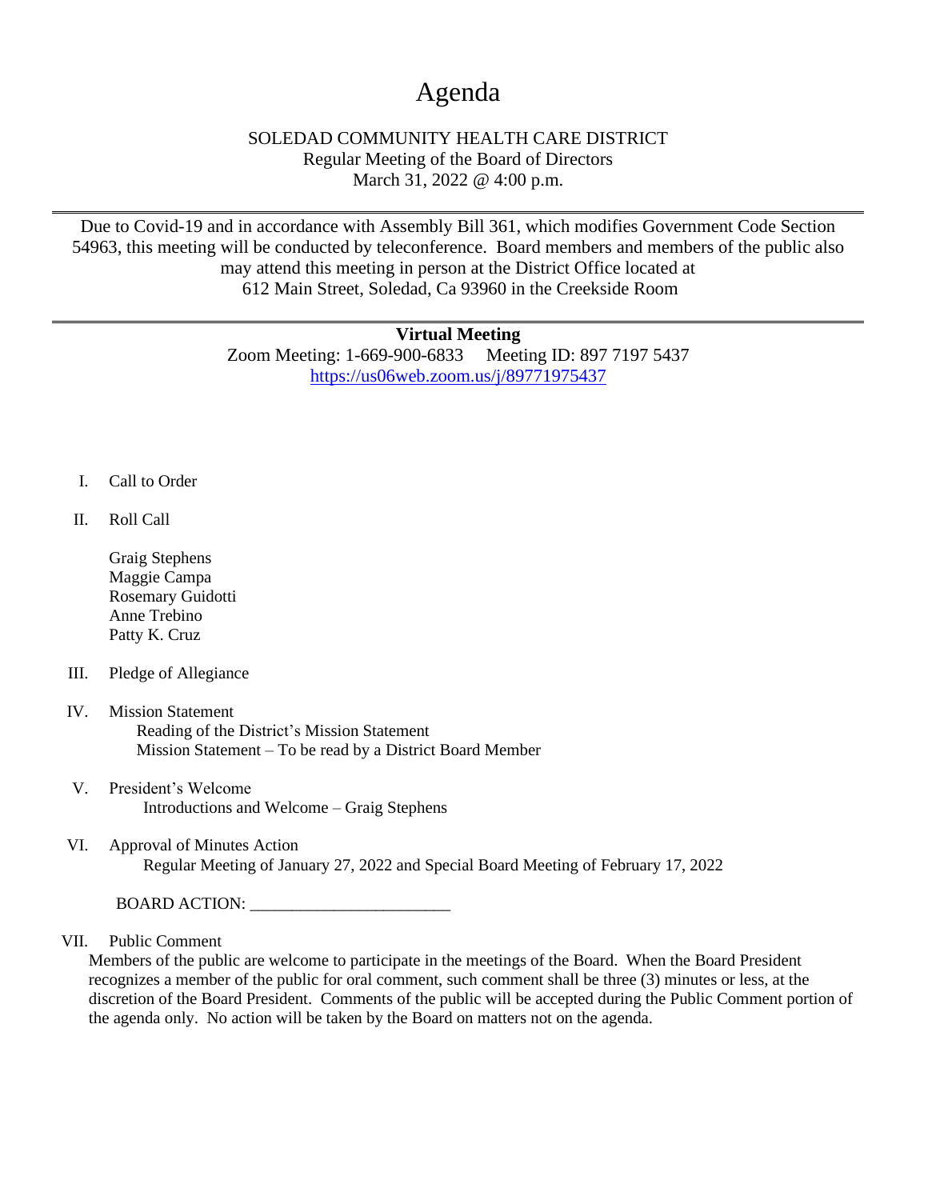# Agenda

SOLEDAD COMMUNITY HEALTH CARE DISTRICT
Regular Meeting of the Board of Directors
March 31, 2022 @ 4:00 p.m.

---

Due to Covid-19 and in accordance with Assembly Bill 361, which modifies Government Code Section 54963, this meeting will be conducted by teleconference. Board members and members of the public also may attend this meeting in person at the District Office located at 612 Main Street, Soledad, Ca 93960 in the Creekside Room

---

**Virtual Meeting**
Zoom Meeting: 1-669-900-6833 Meeting ID: 897 7197 5437
https://us06web.zoom.us/j/89771975437

I. Call to Order

II. Roll Call

   Graig Stephens
   Maggie Campa
   Rosemary Guidotti
   Anne Trebino
   Patty K. Cruz

III. Pledge of Allegiance

IV. Mission Statement
   Reading of the District's Mission Statement
   Mission Statement – To be read by a District Board Member

V. President's Welcome
   Introductions and Welcome – Graig Stephens

VI. Approval of Minutes Action
   Regular Meeting of January 27, 2022 and Special Board Meeting of February 17, 2022

   BOARD ACTION: ________________________

VII. Public Comment
Members of the public are welcome to participate in the meetings of the Board. When the Board President recognizes a member of the public for oral comment, such comment shall be three (3) minutes or less, at the discretion of the Board President. Comments of the public will be accepted during the Public Comment portion of the agenda only. No action will be taken by the Board on matters not on the agenda.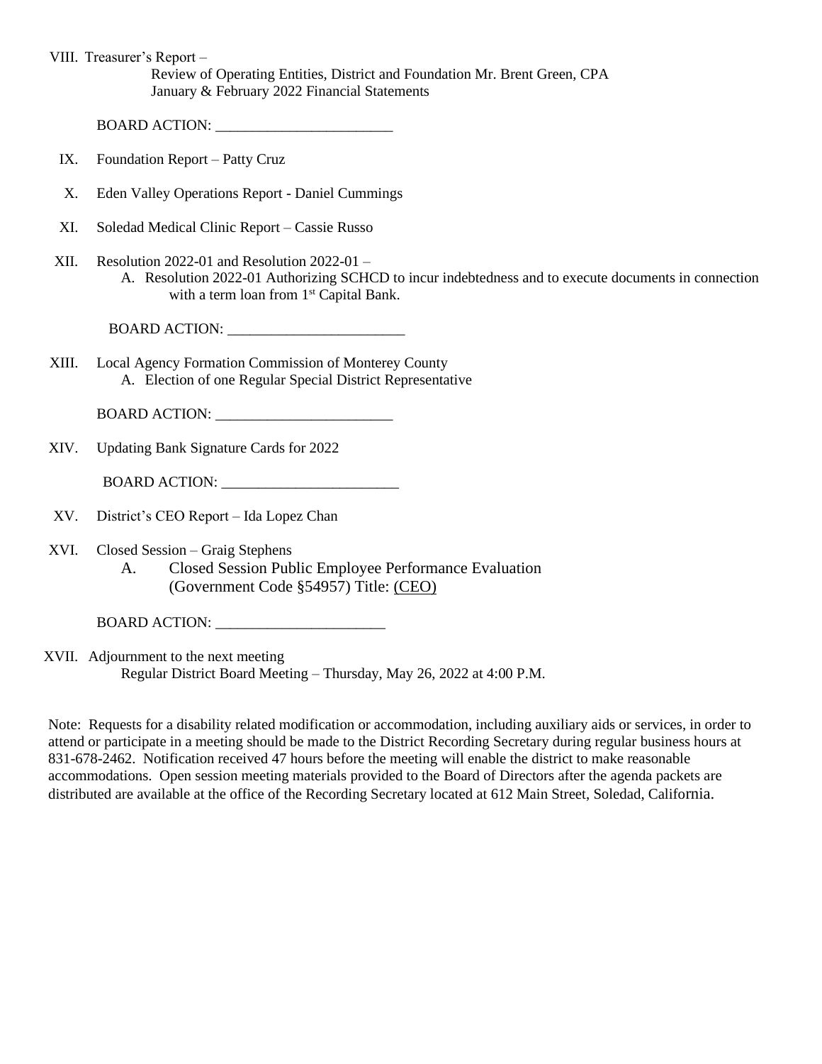VIII. Treasurer's Report –
Review of Operating Entities, District and Foundation Mr. Brent Green, CPA
January & February 2022 Financial Statements

BOARD ACTION: ________________________

IX. Foundation Report – Patty Cruz

X. Eden Valley Operations Report - Daniel Cummings

XI. Soledad Medical Clinic Report – Cassie Russo

XII. Resolution 2022-01 and Resolution 2022-01 –

A. Resolution 2022-01 Authorizing SCHCD to incur indebtedness and to execute documents in connection with a term loan from 1st Capital Bank.

BOARD ACTION: ________________________

XIII. Local Agency Formation Commission of Monterey County

A. Election of one Regular Special District Representative

BOARD ACTION: ________________________

XIV. Updating Bank Signature Cards for 2022

BOARD ACTION: ________________________

XV. District's CEO Report – Ida Lopez Chan

XVI. Closed Session – Graig Stephens

A. Closed Session Public Employee Performance Evaluation (Government Code §54957) Title: (CEO)

BOARD ACTION: _______________________

XVII. Adjournment to the next meeting
Regular District Board Meeting – Thursday, May 26, 2022 at 4:00 P.M.

Note: Requests for a disability related modification or accommodation, including auxiliary aids or services, in order to attend or participate in a meeting should be made to the District Recording Secretary during regular business hours at 831-678-2462. Notification received 47 hours before the meeting will enable the district to make reasonable accommodations. Open session meeting materials provided to the Board of Directors after the agenda packets are distributed are available at the office of the Recording Secretary located at 612 Main Street, Soledad, California.